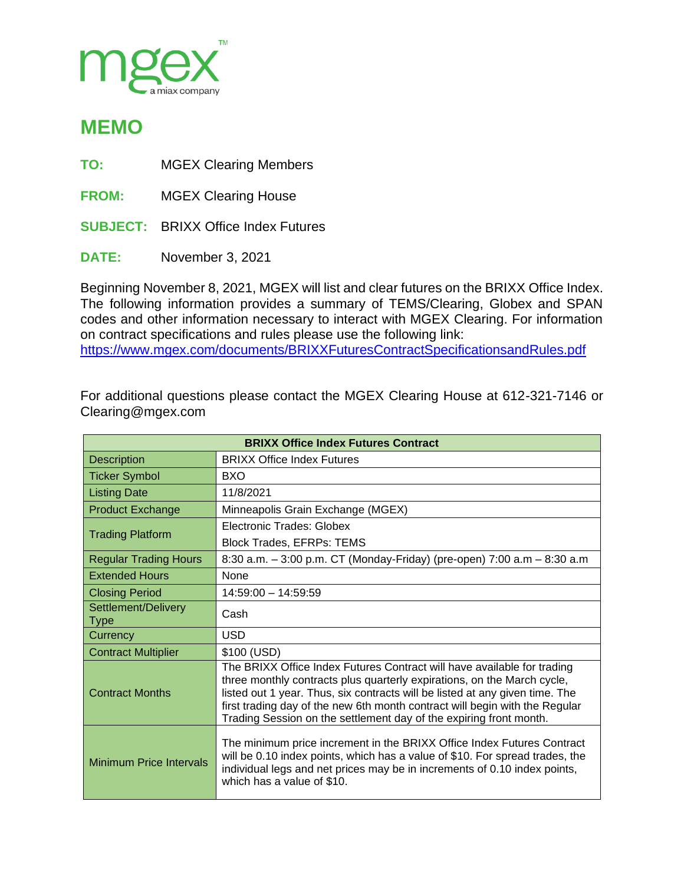# MEMO

**TO:** MGEX Clearing Members

**FROM:** MGEX Clearing House

**SUBJECT:** BRIXX Office Index Futures

**DATE:** November 3, 2021

Beginning November 8, 2021, MGEX will list and clear futures on the BRIXX Office Index. The following information provides a summary of TEMS/Clearing, Globex and SPAN codes and other information necessary to interact with MGEX Clearing. For information on contract specifications and rules please use the following link: https://www.mgex.com/documents/BRIXXFuturesContractSpecificationsandRules.pdf

For additional questions please contact the MGEX Clearing House at 612-321-7146 or Clearing@mgex.com

| BRIXX Office Index Futures Contract | |
|---|---|
| Description | BRIXX Office Index Futures |
| Ticker Symbol | BXO |
| Listing Date | 11/8/2021 |
| Product Exchange | Minneapolis Grain Exchange (MGEX) |
| Trading Platform | Electronic Trades: Globex<br>Block Trades, EFRPs: TEMS |
| Regular Trading Hours | 8:30 a.m. – 3:00 p.m. CT (Monday-Friday) (pre-open) 7:00 a.m – 8:30 a.m |
| Extended Hours | None |
| Closing Period | 14:59:00 – 14:59:59 |
| Settlement/Delivery Type | Cash |
| Currency | USD |
| Contract Multiplier | $100 (USD) |
| Contract Months | The BRIXX Office Index Futures Contract will have available for trading three monthly contracts plus quarterly expirations, on the March cycle, listed out 1 year. Thus, six contracts will be listed at any given time. The first trading day of the new 6th month contract will begin with the Regular Trading Session on the settlement day of the expiring front month. |
| Minimum Price Intervals | The minimum price increment in the BRIXX Office Index Futures Contract will be 0.10 index points, which has a value of $10. For spread trades, the individual legs and net prices may be in increments of 0.10 index points, which has a value of $10. |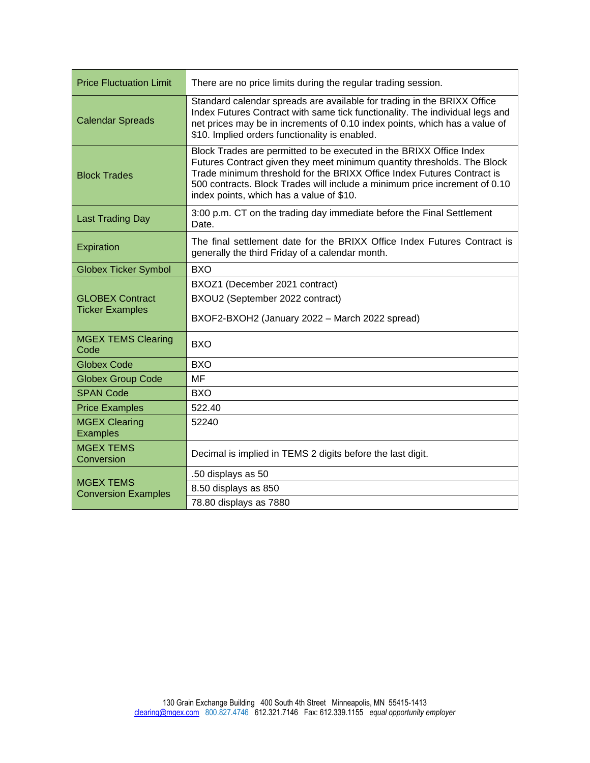| | |
|---|---|
| Price Fluctuation Limit | There are no price limits during the regular trading session. |
| Calendar Spreads | Standard calendar spreads are available for trading in the BRIXX Office Index Futures Contract with same tick functionality. The individual legs and net prices may be in increments of 0.10 index points, which has a value of $10. Implied orders functionality is enabled. |
| Block Trades | Block Trades are permitted to be executed in the BRIXX Office Index Futures Contract given they meet minimum quantity thresholds. The Block Trade minimum threshold for the BRIXX Office Index Futures Contract is 500 contracts. Block Trades will include a minimum price increment of 0.10 index points, which has a value of $10. |
| Last Trading Day | 3:00 p.m. CT on the trading day immediate before the Final Settlement Date. |
| Expiration | The final settlement date for the BRIXX Office Index Futures Contract is generally the third Friday of a calendar month. |
| Globex Ticker Symbol | BXO |
| GLOBEX Contract Ticker Examples | BXOZ1 (December 2021 contract)<br>BXOU2 (September 2022 contract)<br>BXOF2-BXOH2 (January 2022 – March 2022 spread) |
| MGEX TEMS Clearing Code | BXO |
| Globex Code | BXO |
| Globex Group Code | MF |
| SPAN Code | BXO |
| Price Examples | 522.40 |
| MGEX Clearing Examples | 52240 |
| MGEX TEMS Conversion | Decimal is implied in TEMS 2 digits before the last digit. |
| MGEX TEMS Conversion Examples | .50 displays as 50 |
| | 8.50 displays as 850 |
| | 78.80 displays as 7880 |

130 Grain Exchange Building 400 South 4th Street Minneapolis, MN 55415-1413
clearing@mgex.com 800.827.4746 612.321.7146 Fax: 612.339.1155 *equal opportunity employer*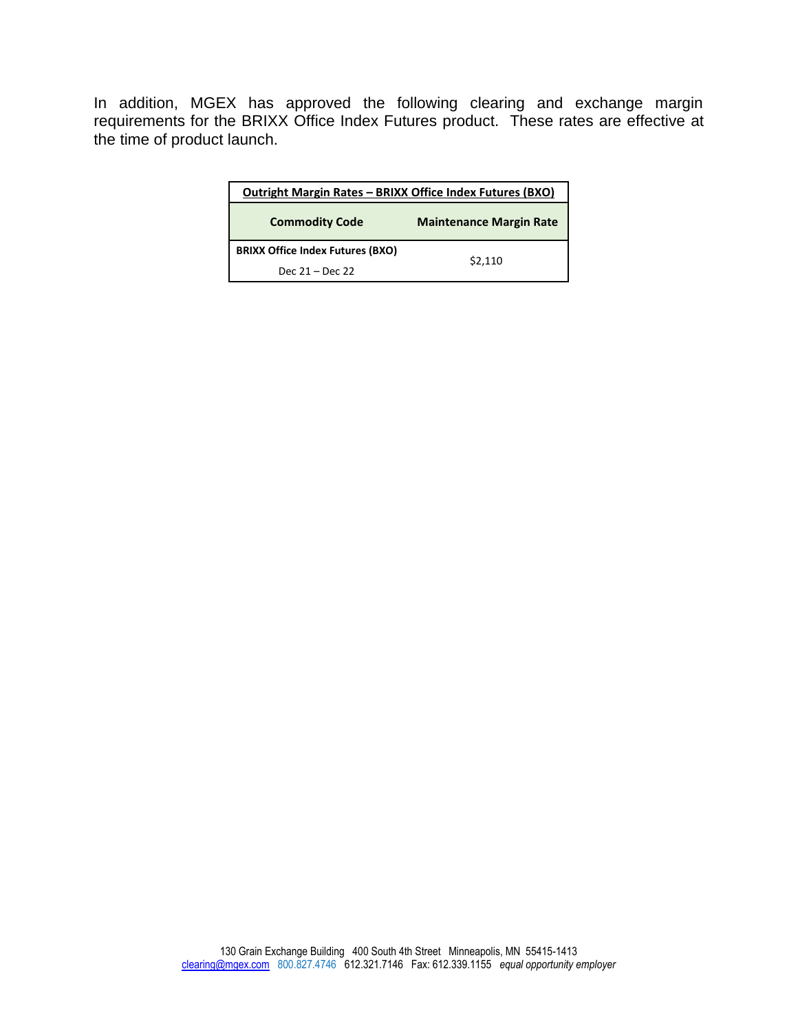In addition, MGEX has approved the following clearing and exchange margin requirements for the BRIXX Office Index Futures product. These rates are effective at the time of product launch.

| Outright Margin Rates – BRIXX Office Index Futures (BXO) | |
|---|---|
| **Commodity Code** | **Maintenance Margin Rate** |
| **BRIXX Office Index Futures (BXO)** Dec 21 – Dec 22 | $2,110 |